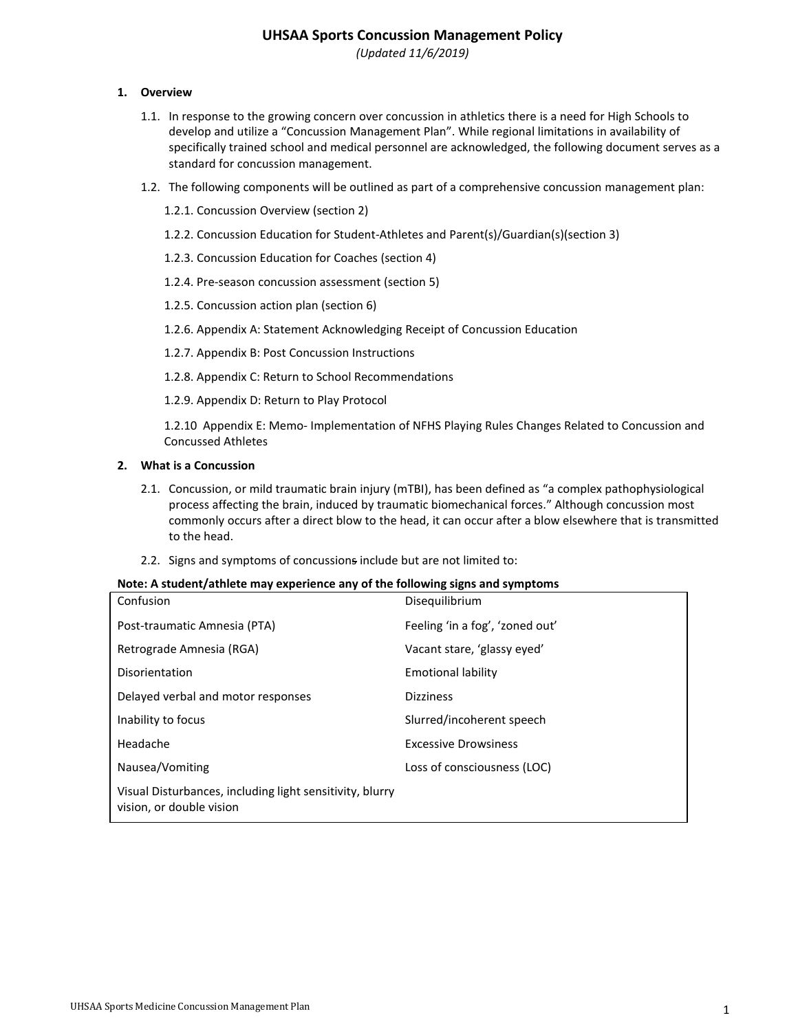# UHSAA Sports Concussion Management Policy

*(Updated 11/6/2019)*

## 1. Overview

1.1. In response to the growing concern over concussion in athletics there is a need for High Schools to develop and utilize a "Concussion Management Plan". While regional limitations in availability of specifically trained school and medical personnel are acknowledged, the following document serves as a standard for concussion management.

1.2. The following components will be outlined as part of a comprehensive concussion management plan:

1.2.1. Concussion Overview (section 2)

1.2.2. Concussion Education for Student-Athletes and Parent(s)/Guardian(s)(section 3)

1.2.3. Concussion Education for Coaches (section 4)

1.2.4. Pre-season concussion assessment (section 5)

1.2.5. Concussion action plan (section 6)

1.2.6. Appendix A: Statement Acknowledging Receipt of Concussion Education

1.2.7. Appendix B: Post Concussion Instructions

1.2.8. Appendix C: Return to School Recommendations

1.2.9. Appendix D: Return to Play Protocol

1.2.10 Appendix E: Memo- Implementation of NFHS Playing Rules Changes Related to Concussion and Concussed Athletes

## 2. What is a Concussion

2.1. Concussion, or mild traumatic brain injury (mTBI), has been defined as "a complex pathophysiological process affecting the brain, induced by traumatic biomechanical forces." Although concussion most commonly occurs after a direct blow to the head, it can occur after a blow elsewhere that is transmitted to the head.

2.2. Signs and symptoms of concussions include but are not limited to:

**Note: A student/athlete may experience any of the following signs and symptoms**

| | |
|---|---|
| Confusion | Disequilibrium |
| Post-traumatic Amnesia (PTA) | Feeling 'in a fog', 'zoned out' |
| Retrograde Amnesia (RGA) | Vacant stare, 'glassy eyed' |
| Disorientation | Emotional lability |
| Delayed verbal and motor responses | Dizziness |
| Inability to focus | Slurred/incoherent speech |
| Headache | Excessive Drowsiness |
| Nausea/Vomiting | Loss of consciousness (LOC) |
| Visual Disturbances, including light sensitivity, blurry vision, or double vision | |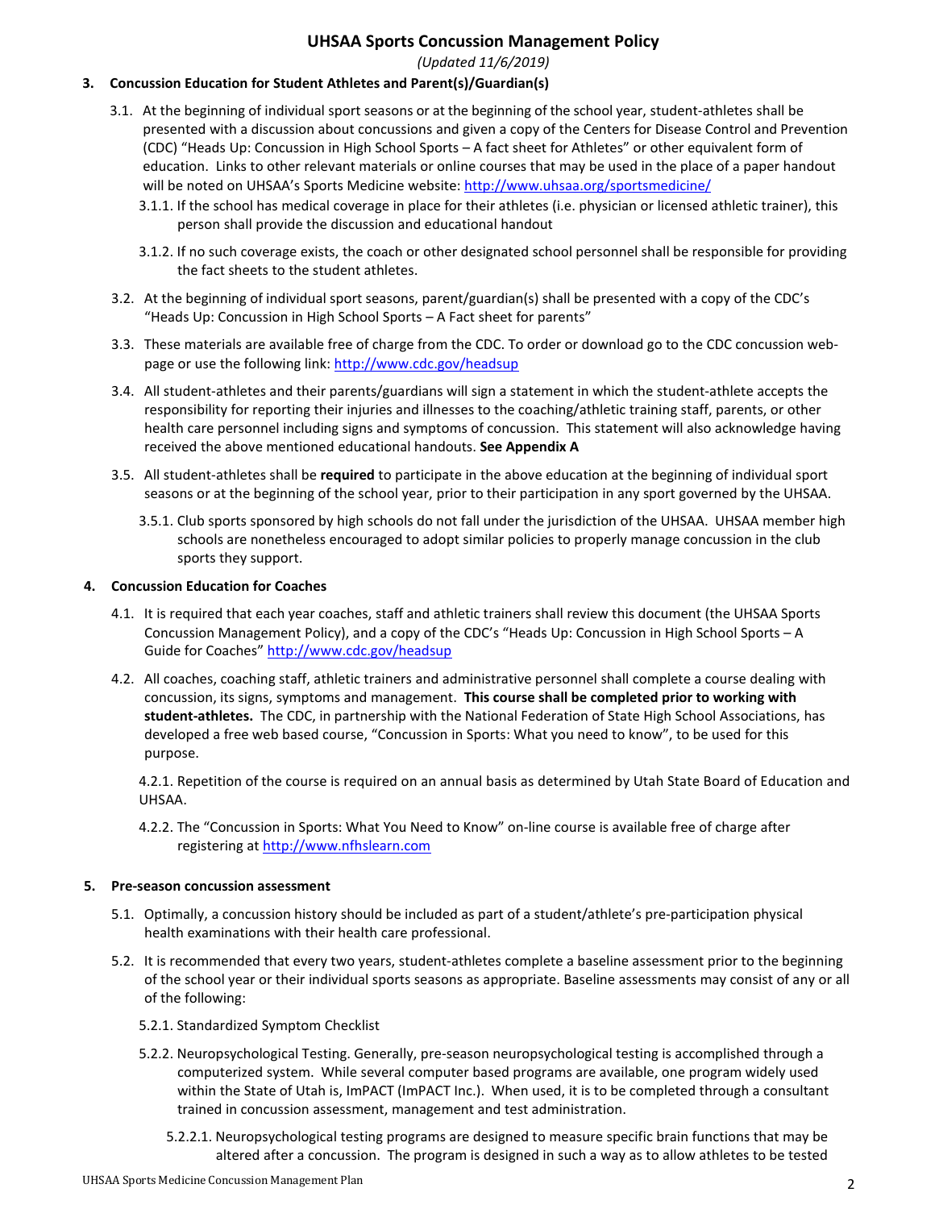# UHSAA Sports Concussion Management Policy

*(Updated 11/6/2019)*

## 3. Concussion Education for Student Athletes and Parent(s)/Guardian(s)

3.1. At the beginning of individual sport seasons or at the beginning of the school year, student-athletes shall be presented with a discussion about concussions and given a copy of the Centers for Disease Control and Prevention (CDC) "Heads Up: Concussion in High School Sports – A fact sheet for Athletes" or other equivalent form of education. Links to other relevant materials or online courses that may be used in the place of a paper handout will be noted on UHSAA's Sports Medicine website: http://www.uhsaa.org/sportsmedicine/

3.1.1. If the school has medical coverage in place for their athletes (i.e. physician or licensed athletic trainer), this person shall provide the discussion and educational handout

3.1.2. If no such coverage exists, the coach or other designated school personnel shall be responsible for providing the fact sheets to the student athletes.

3.2. At the beginning of individual sport seasons, parent/guardian(s) shall be presented with a copy of the CDC's "Heads Up: Concussion in High School Sports – A Fact sheet for parents"

3.3. These materials are available free of charge from the CDC. To order or download go to the CDC concussion web-page or use the following link: http://www.cdc.gov/headsup

3.4. All student-athletes and their parents/guardians will sign a statement in which the student-athlete accepts the responsibility for reporting their injuries and illnesses to the coaching/athletic training staff, parents, or other health care personnel including signs and symptoms of concussion. This statement will also acknowledge having received the above mentioned educational handouts. **See Appendix A**

3.5. All student-athletes shall be **required** to participate in the above education at the beginning of individual sport seasons or at the beginning of the school year, prior to their participation in any sport governed by the UHSAA.

3.5.1. Club sports sponsored by high schools do not fall under the jurisdiction of the UHSAA. UHSAA member high schools are nonetheless encouraged to adopt similar policies to properly manage concussion in the club sports they support.

## 4. Concussion Education for Coaches

4.1. It is required that each year coaches, staff and athletic trainers shall review this document (the UHSAA Sports Concussion Management Policy), and a copy of the CDC's "Heads Up: Concussion in High School Sports – A Guide for Coaches" http://www.cdc.gov/headsup

4.2. All coaches, coaching staff, athletic trainers and administrative personnel shall complete a course dealing with concussion, its signs, symptoms and management. **This course shall be completed prior to working with student-athletes.** The CDC, in partnership with the National Federation of State High School Associations, has developed a free web based course, "Concussion in Sports: What you need to know", to be used for this purpose.

4.2.1. Repetition of the course is required on an annual basis as determined by Utah State Board of Education and UHSAA.

4.2.2. The "Concussion in Sports: What You Need to Know" on-line course is available free of charge after registering at http://www.nfhslearn.com

## 5. Pre-season concussion assessment

5.1. Optimally, a concussion history should be included as part of a student/athlete's pre-participation physical health examinations with their health care professional.

5.2. It is recommended that every two years, student-athletes complete a baseline assessment prior to the beginning of the school year or their individual sports seasons as appropriate. Baseline assessments may consist of any or all of the following:

5.2.1. Standardized Symptom Checklist

5.2.2. Neuropsychological Testing. Generally, pre-season neuropsychological testing is accomplished through a computerized system. While several computer based programs are available, one program widely used within the State of Utah is, ImPACT (ImPACT Inc.). When used, it is to be completed through a consultant trained in concussion assessment, management and test administration.

5.2.2.1. Neuropsychological testing programs are designed to measure specific brain functions that may be altered after a concussion. The program is designed in such a way as to allow athletes to be tested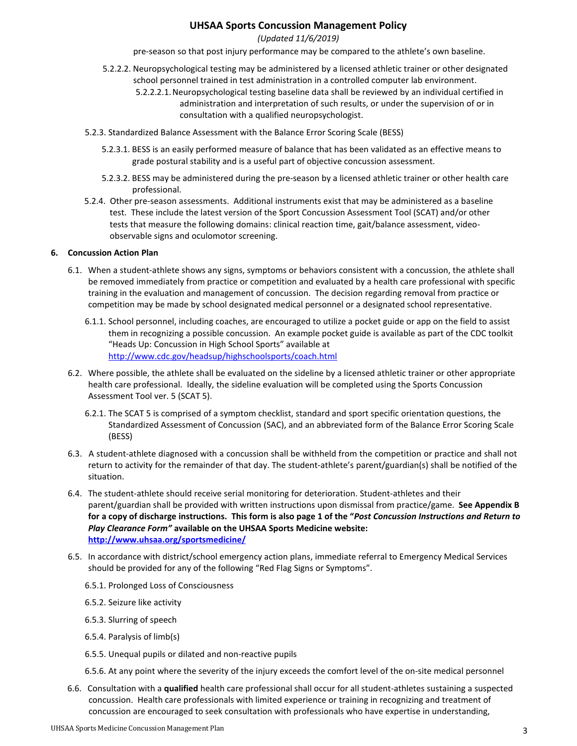pre-season so that post injury performance may be compared to the athlete's own baseline.

5.2.2.2. Neuropsychological testing may be administered by a licensed athletic trainer or other designated school personnel trained in test administration in a controlled computer lab environment.

5.2.2.2.1. Neuropsychological testing baseline data shall be reviewed by an individual certified in administration and interpretation of such results, or under the supervision of or in consultation with a qualified neuropsychologist.

5.2.3. Standardized Balance Assessment with the Balance Error Scoring Scale (BESS)

5.2.3.1. BESS is an easily performed measure of balance that has been validated as an effective means to grade postural stability and is a useful part of objective concussion assessment.

5.2.3.2. BESS may be administered during the pre-season by a licensed athletic trainer or other health care professional.

5.2.4. Other pre-season assessments. Additional instruments exist that may be administered as a baseline test. These include the latest version of the Sport Concussion Assessment Tool (SCAT) and/or other tests that measure the following domains: clinical reaction time, gait/balance assessment, video-observable signs and oculomotor screening.

## 6. Concussion Action Plan

6.1. When a student-athlete shows any signs, symptoms or behaviors consistent with a concussion, the athlete shall be removed immediately from practice or competition and evaluated by a health care professional with specific training in the evaluation and management of concussion. The decision regarding removal from practice or competition may be made by school designated medical personnel or a designated school representative.

6.1.1. School personnel, including coaches, are encouraged to utilize a pocket guide or app on the field to assist them in recognizing a possible concussion. An example pocket guide is available as part of the CDC toolkit "Heads Up: Concussion in High School Sports" available at http://www.cdc.gov/headsup/highschoolsports/coach.html

6.2. Where possible, the athlete shall be evaluated on the sideline by a licensed athletic trainer or other appropriate health care professional. Ideally, the sideline evaluation will be completed using the Sports Concussion Assessment Tool ver. 5 (SCAT 5).

6.2.1. The SCAT 5 is comprised of a symptom checklist, standard and sport specific orientation questions, the Standardized Assessment of Concussion (SAC), and an abbreviated form of the Balance Error Scoring Scale (BESS)

6.3. A student-athlete diagnosed with a concussion shall be withheld from the competition or practice and shall not return to activity for the remainder of that day. The student-athlete's parent/guardian(s) shall be notified of the situation.

6.4. The student-athlete should receive serial monitoring for deterioration. Student-athletes and their parent/guardian shall be provided with written instructions upon dismissal from practice/game. **See Appendix B for a copy of discharge instructions. This form is also page 1 of the "*Post Concussion Instructions and Return to Play Clearance Form"* available on the UHSAA Sports Medicine website: http://www.uhsaa.org/sportsmedicine/**

6.5. In accordance with district/school emergency action plans, immediate referral to Emergency Medical Services should be provided for any of the following "Red Flag Signs or Symptoms".

6.5.1. Prolonged Loss of Consciousness

6.5.2. Seizure like activity

6.5.3. Slurring of speech

6.5.4. Paralysis of limb(s)

6.5.5. Unequal pupils or dilated and non-reactive pupils

6.5.6. At any point where the severity of the injury exceeds the comfort level of the on-site medical personnel

6.6. Consultation with a **qualified** health care professional shall occur for all student-athletes sustaining a suspected concussion. Health care professionals with limited experience or training in recognizing and treatment of concussion are encouraged to seek consultation with professionals who have expertise in understanding,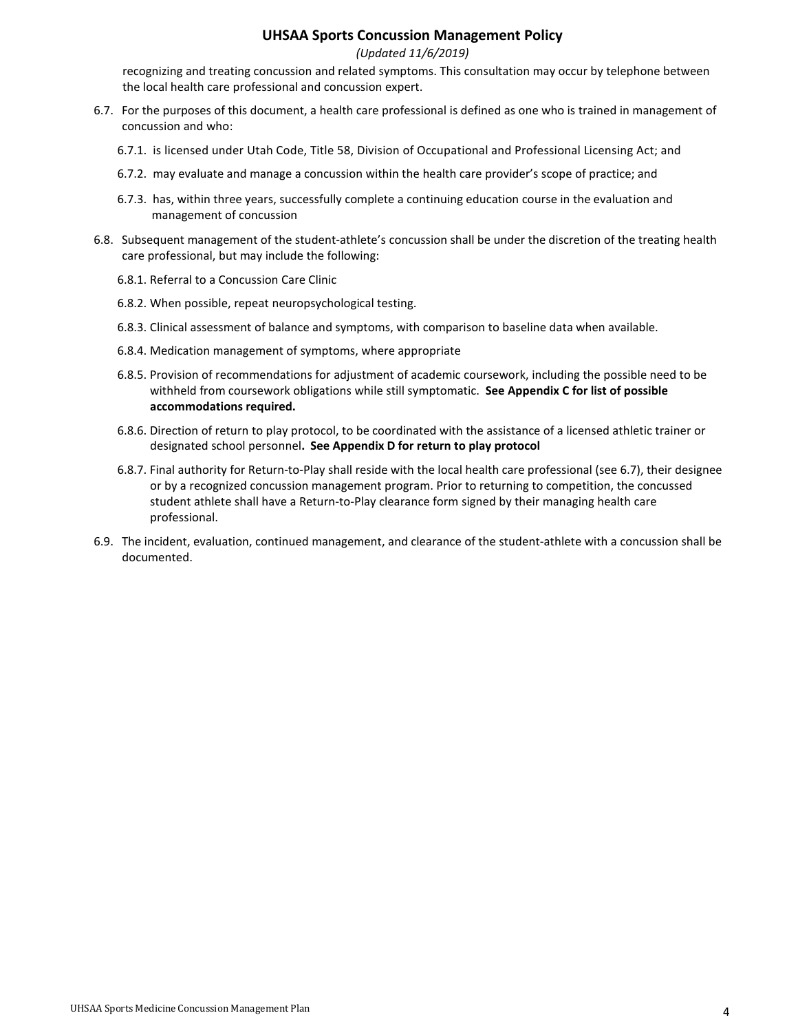recognizing and treating concussion and related symptoms. This consultation may occur by telephone between the local health care professional and concussion expert.

6.7. For the purposes of this document, a health care professional is defined as one who is trained in management of concussion and who:

6.7.1. is licensed under Utah Code, Title 58, Division of Occupational and Professional Licensing Act; and

6.7.2. may evaluate and manage a concussion within the health care provider's scope of practice; and

6.7.3. has, within three years, successfully complete a continuing education course in the evaluation and management of concussion

6.8. Subsequent management of the student-athlete's concussion shall be under the discretion of the treating health care professional, but may include the following:

6.8.1. Referral to a Concussion Care Clinic

6.8.2. When possible, repeat neuropsychological testing.

6.8.3. Clinical assessment of balance and symptoms, with comparison to baseline data when available.

6.8.4. Medication management of symptoms, where appropriate

6.8.5. Provision of recommendations for adjustment of academic coursework, including the possible need to be withheld from coursework obligations while still symptomatic. **See Appendix C for list of possible accommodations required.**

6.8.6. Direction of return to play protocol, to be coordinated with the assistance of a licensed athletic trainer or designated school personnel**. See Appendix D for return to play protocol**

6.8.7. Final authority for Return-to-Play shall reside with the local health care professional (see 6.7), their designee or by a recognized concussion management program. Prior to returning to competition, the concussed student athlete shall have a Return-to-Play clearance form signed by their managing health care professional.

6.9. The incident, evaluation, continued management, and clearance of the student-athlete with a concussion shall be documented.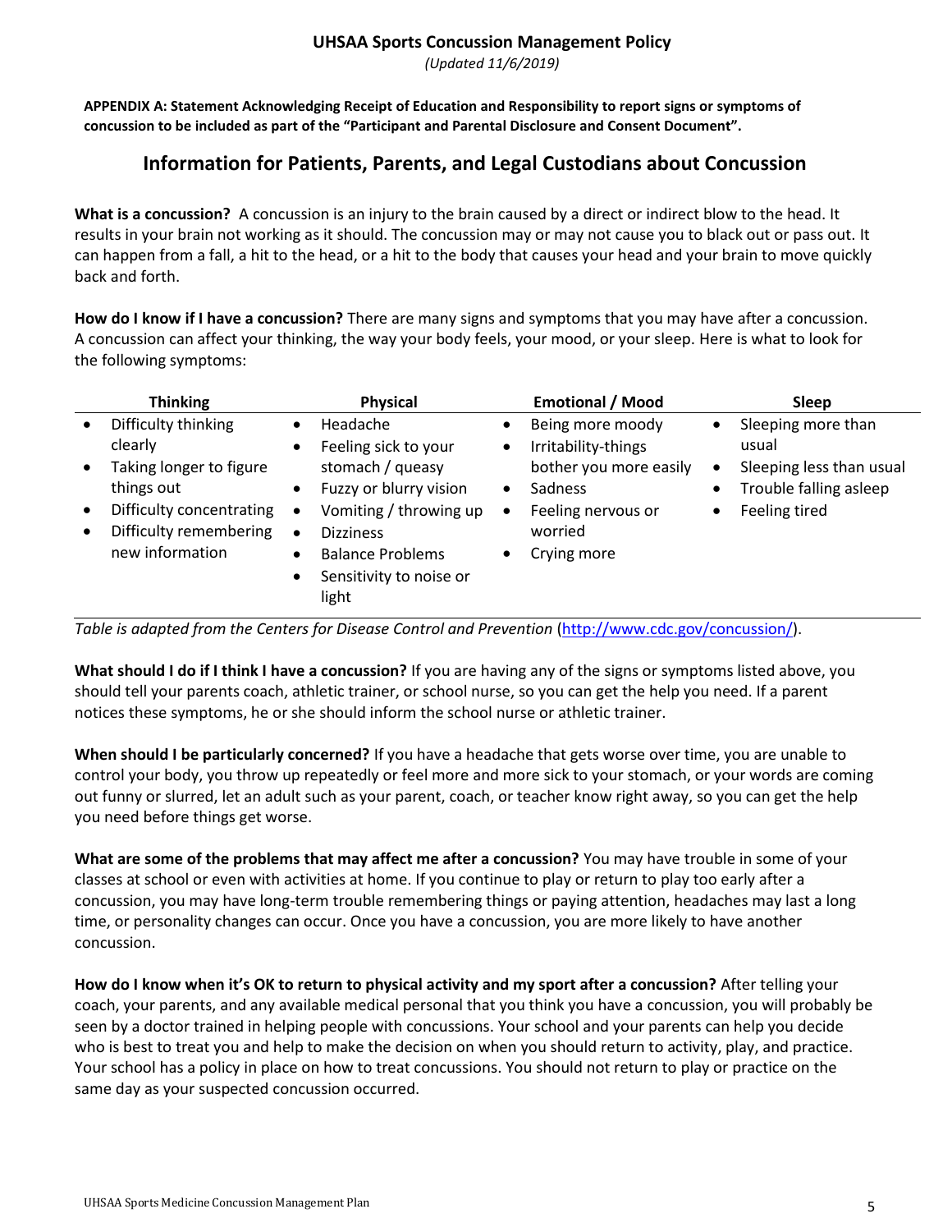# UHSAA Sports Concussion Management Policy

*(Updated 11/6/2019)*

**APPENDIX A: Statement Acknowledging Receipt of Education and Responsibility to report signs or symptoms of concussion to be included as part of the "Participant and Parental Disclosure and Consent Document".**

## Information for Patients, Parents, and Legal Custodians about Concussion

**What is a concussion?** A concussion is an injury to the brain caused by a direct or indirect blow to the head. It results in your brain not working as it should. The concussion may or may not cause you to black out or pass out. It can happen from a fall, a hit to the head, or a hit to the body that causes your head and your brain to move quickly back and forth.

**How do I know if I have a concussion?** There are many signs and symptoms that you may have after a concussion. A concussion can affect your thinking, the way your body feels, your mood, or your sleep. Here is what to look for the following symptoms:

| Thinking | Physical | Emotional / Mood | Sleep |
|---|---|---|---|
| • Difficulty thinking clearly<br>• Taking longer to figure things out<br>• Difficulty concentrating<br>• Difficulty remembering new information | • Headache<br>• Feeling sick to your stomach / queasy<br>• Fuzzy or blurry vision<br>• Vomiting / throwing up<br>• Dizziness<br>• Balance Problems<br>• Sensitivity to noise or light | • Being more moody<br>• Irritability-things bother you more easily<br>• Sadness<br>• Feeling nervous or worried<br>• Crying more | • Sleeping more than usual<br>• Sleeping less than usual<br>• Trouble falling asleep<br>• Feeling tired |

*Table is adapted from the Centers for Disease Control and Prevention* (http://www.cdc.gov/concussion/).

**What should I do if I think I have a concussion?** If you are having any of the signs or symptoms listed above, you should tell your parents coach, athletic trainer, or school nurse, so you can get the help you need. If a parent notices these symptoms, he or she should inform the school nurse or athletic trainer.

**When should I be particularly concerned?** If you have a headache that gets worse over time, you are unable to control your body, you throw up repeatedly or feel more and more sick to your stomach, or your words are coming out funny or slurred, let an adult such as your parent, coach, or teacher know right away, so you can get the help you need before things get worse.

**What are some of the problems that may affect me after a concussion?** You may have trouble in some of your classes at school or even with activities at home. If you continue to play or return to play too early after a concussion, you may have long-term trouble remembering things or paying attention, headaches may last a long time, or personality changes can occur. Once you have a concussion, you are more likely to have another concussion.

**How do I know when it's OK to return to physical activity and my sport after a concussion?** After telling your coach, your parents, and any available medical personal that you think you have a concussion, you will probably be seen by a doctor trained in helping people with concussions. Your school and your parents can help you decide who is best to treat you and help to make the decision on when you should return to activity, play, and practice. Your school has a policy in place on how to treat concussions. You should not return to play or practice on the same day as your suspected concussion occurred.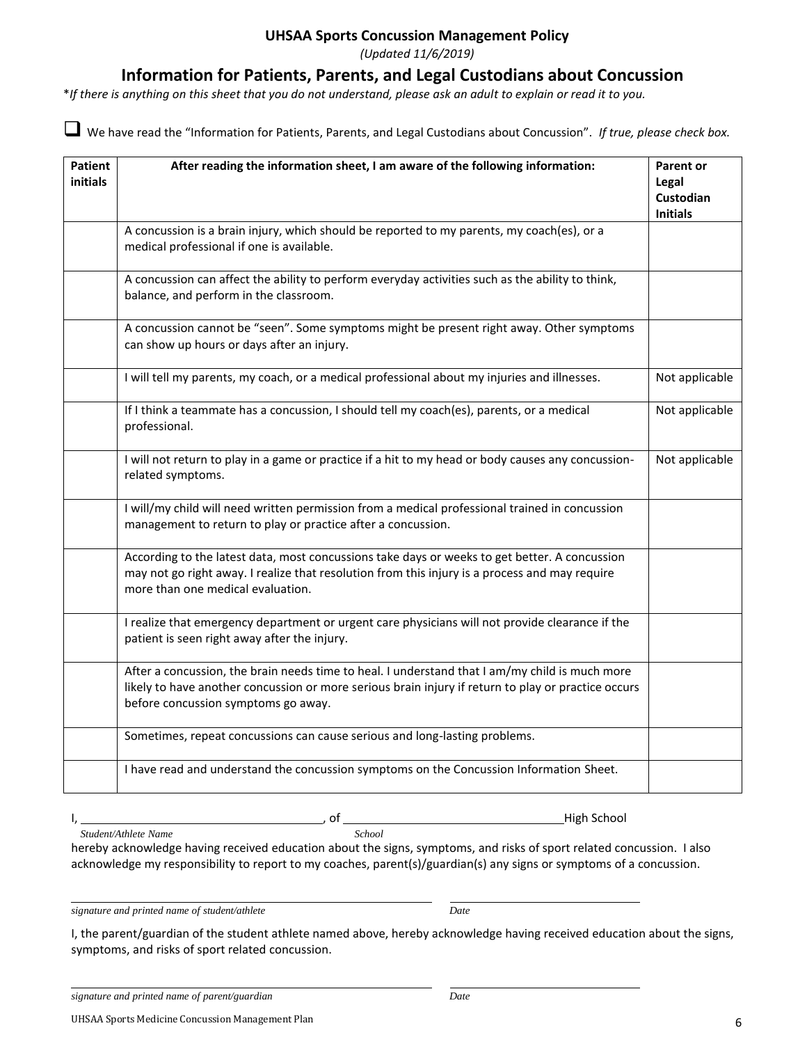**UHSAA Sports Concussion Management Policy**

*(Updated 11/6/2019)*

## Information for Patients, Parents, and Legal Custodians about Concussion

\**If there is anything on this sheet that you do not understand, please ask an adult to explain or read it to you.*

☐ We have read the "Information for Patients, Parents, and Legal Custodians about Concussion". *If true, please check box.*

| Patient initials | After reading the information sheet, I am aware of the following information: | Parent or Legal Custodian Initials |
|---|---|---|
| | A concussion is a brain injury, which should be reported to my parents, my coach(es), or a medical professional if one is available. | |
| | A concussion can affect the ability to perform everyday activities such as the ability to think, balance, and perform in the classroom. | |
| | A concussion cannot be "seen". Some symptoms might be present right away. Other symptoms can show up hours or days after an injury. | |
| | I will tell my parents, my coach, or a medical professional about my injuries and illnesses. | Not applicable |
| | If I think a teammate has a concussion, I should tell my coach(es), parents, or a medical professional. | Not applicable |
| | I will not return to play in a game or practice if a hit to my head or body causes any concussion-related symptoms. | Not applicable |
| | I will/my child will need written permission from a medical professional trained in concussion management to return to play or practice after a concussion. | |
| | According to the latest data, most concussions take days or weeks to get better. A concussion may not go right away. I realize that resolution from this injury is a process and may require more than one medical evaluation. | |
| | I realize that emergency department or urgent care physicians will not provide clearance if the patient is seen right away after the injury. | |
| | After a concussion, the brain needs time to heal. I understand that I am/my child is much more likely to have another concussion or more serious brain injury if return to play or practice occurs before concussion symptoms go away. | |
| | Sometimes, repeat concussions can cause serious and long-lasting problems. | |
| | I have read and understand the concussion symptoms on the Concussion Information Sheet. | |

I, ____________________________________, of ________________________________High School

*Student/Athlete Name* *School*

hereby acknowledge having received education about the signs, symptoms, and risks of sport related concussion. I also acknowledge my responsibility to report to my coaches, parent(s)/guardian(s) any signs or symptoms of a concussion.

_______________________________________________ ____________________

*signature and printed name of student/athlete* *Date*

I, the parent/guardian of the student athlete named above, hereby acknowledge having received education about the signs, symptoms, and risks of sport related concussion.

_______________________________________________ ____________________

*signature and printed name of parent/guardian* *Date*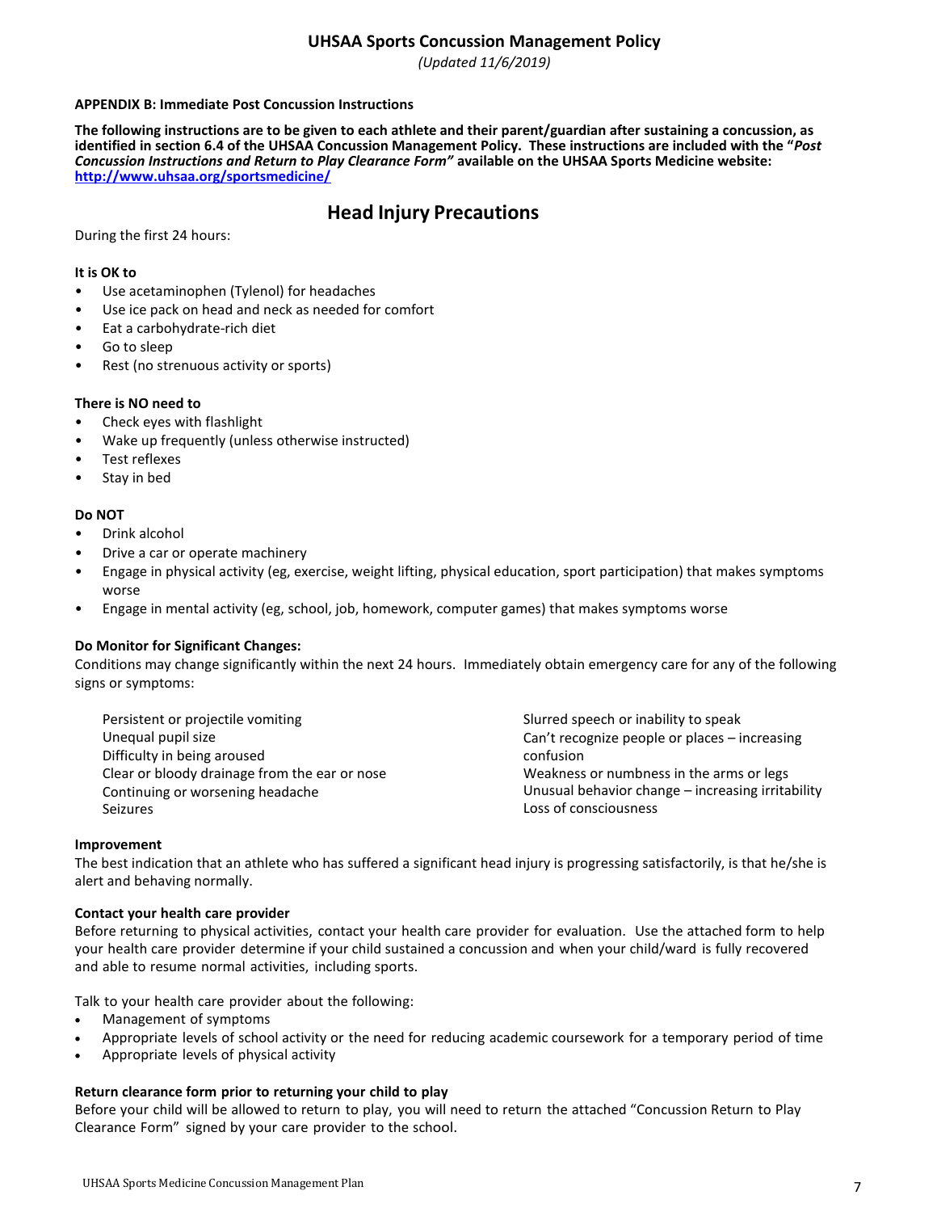**APPENDIX B: Immediate Post Concussion Instructions**

**The following instructions are to be given to each athlete and their parent/guardian after sustaining a concussion, as identified in section 6.4 of the UHSAA Concussion Management Policy. These instructions are included with the "*Post Concussion Instructions and Return to Play Clearance Form*" available on the UHSAA Sports Medicine website: [http://www.uhsaa.org/sportsmedicine/](http://www.uhsaa.org/sportsmedicine/)**

## Head Injury Precautions

During the first 24 hours:

**It is OK to**

- Use acetaminophen (Tylenol) for headaches
- Use ice pack on head and neck as needed for comfort
- Eat a carbohydrate-rich diet
- Go to sleep
- Rest (no strenuous activity or sports)

**There is NO need to**

- Check eyes with flashlight
- Wake up frequently (unless otherwise instructed)
- Test reflexes
- Stay in bed

**Do NOT**

- Drink alcohol
- Drive a car or operate machinery
- Engage in physical activity (eg, exercise, weight lifting, physical education, sport participation) that makes symptoms worse
- Engage in mental activity (eg, school, job, homework, computer games) that makes symptoms worse

**Do Monitor for Significant Changes:**

Conditions may change significantly within the next 24 hours. Immediately obtain emergency care for any of the following signs or symptoms:

Persistent or projectile vomiting
Unequal pupil size
Difficulty in being aroused
Clear or bloody drainage from the ear or nose
Continuing or worsening headache
Seizures
Slurred speech or inability to speak
Can't recognize people or places – increasing confusion
Weakness or numbness in the arms or legs
Unusual behavior change – increasing irritability
Loss of consciousness

**Improvement**

The best indication that an athlete who has suffered a significant head injury is progressing satisfactorily, is that he/she is alert and behaving normally.

**Contact your health care provider**

Before returning to physical activities, contact your health care provider for evaluation. Use the attached form to help your health care provider determine if your child sustained a concussion and when your child/ward is fully recovered and able to resume normal activities, including sports.

Talk to your health care provider about the following:

- Management of symptoms
- Appropriate levels of school activity or the need for reducing academic coursework for a temporary period of time
- Appropriate levels of physical activity

**Return clearance form prior to returning your child to play**

Before your child will be allowed to return to play, you will need to return the attached "Concussion Return to Play Clearance Form" signed by your care provider to the school.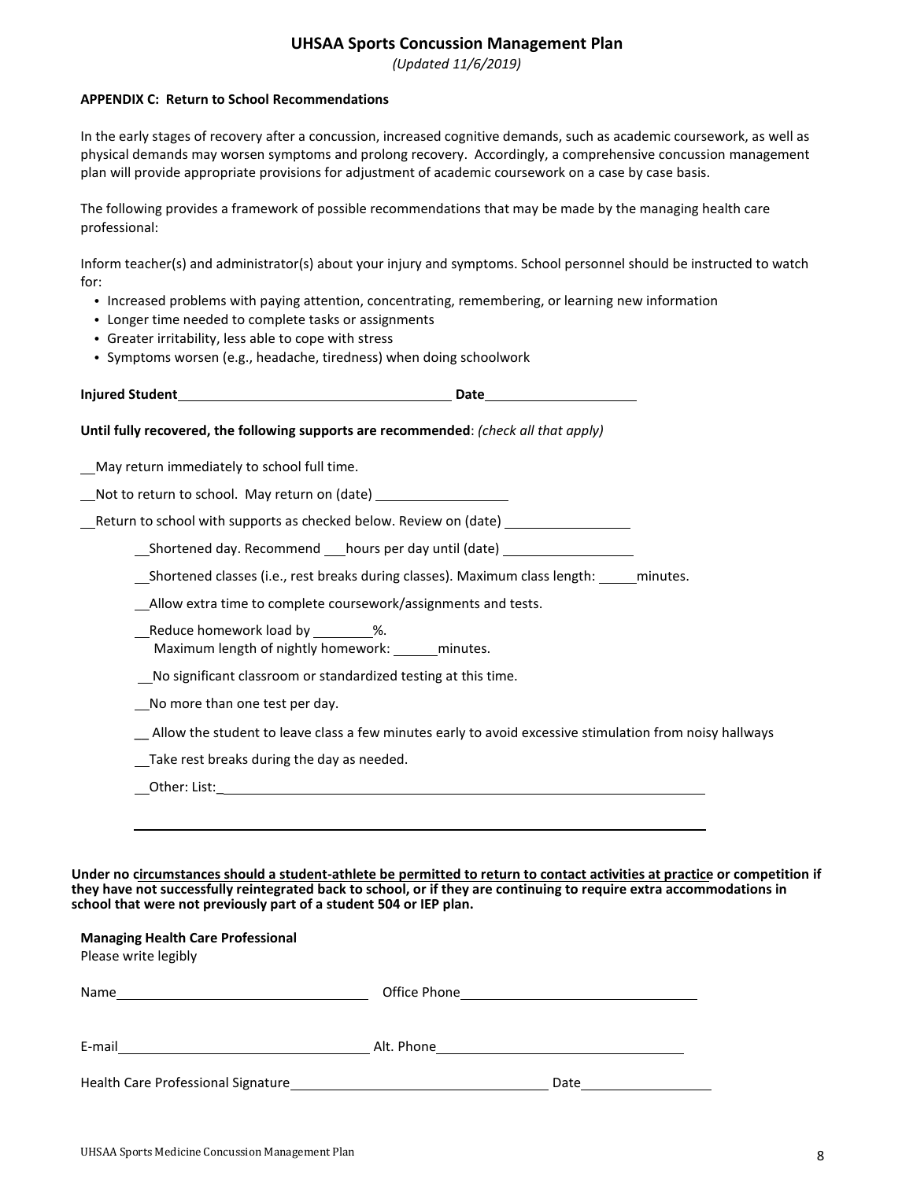# UHSAA Sports Concussion Management Plan

*(Updated 11/6/2019)*

**APPENDIX C: Return to School Recommendations**

In the early stages of recovery after a concussion, increased cognitive demands, such as academic coursework, as well as physical demands may worsen symptoms and prolong recovery. Accordingly, a comprehensive concussion management plan will provide appropriate provisions for adjustment of academic coursework on a case by case basis.

The following provides a framework of possible recommendations that may be made by the managing health care professional:

Inform teacher(s) and administrator(s) about your injury and symptoms. School personnel should be instructed to watch for:

- Increased problems with paying attention, concentrating, remembering, or learning new information
- Longer time needed to complete tasks or assignments
- Greater irritability, less able to cope with stress
- Symptoms worsen (e.g., headache, tiredness) when doing schoolwork

**Injured Student**\_\_\_\_\_\_\_\_\_\_\_\_\_\_\_\_\_\_\_\_\_\_\_\_\_\_\_\_\_\_\_\_\_\_\_\_ **Date**\_\_\_\_\_\_\_\_\_\_\_\_\_\_\_\_\_\_\_\_

**Until fully recovered, the following supports are recommended**: *(check all that apply)*

\_\_May return immediately to school full time.

\_\_Not to return to school. May return on (date) \_\_\_\_\_\_\_\_\_\_\_\_\_\_\_\_\_

\_\_Return to school with supports as checked below. Review on (date) \_\_\_\_\_\_\_\_\_\_\_\_\_\_\_\_\_

- \_\_Shortened day. Recommend \_\_\_hours per day until (date) \_\_\_\_\_\_\_\_\_\_\_\_\_\_\_\_\_
- \_\_Shortened classes (i.e., rest breaks during classes). Maximum class length: \_\_\_\_\_minutes.
- \_\_Allow extra time to complete coursework/assignments and tests.
- \_\_Reduce homework load by \_\_\_\_\_\_\_\_%.
  Maximum length of nightly homework: \_\_\_\_\_\_minutes.
- \_\_No significant classroom or standardized testing at this time.
- \_\_No more than one test per day.
- \_\_ Allow the student to leave class a few minutes early to avoid excessive stimulation from noisy hallways
- \_\_Take rest breaks during the day as needed.
- \_\_Other: List:\_\_\_\_\_\_\_\_\_\_\_\_\_\_\_\_\_\_\_\_\_\_\_\_\_\_\_\_\_\_\_\_\_\_\_\_\_\_\_\_\_\_\_\_\_\_\_\_\_\_\_\_\_\_\_\_\_\_\_\_\_\_

\_\_\_\_\_\_\_\_\_\_\_\_\_\_\_\_\_\_\_\_\_\_\_\_\_\_\_\_\_\_\_\_\_\_\_\_\_\_\_\_\_\_\_\_\_\_\_\_\_\_\_\_\_\_\_\_\_\_\_\_\_\_\_\_\_\_\_\_\_\_\_\_

**Under no circumstances should a student-athlete be permitted to return to contact activities at practice or competition if they have not successfully reintegrated back to school, or if they are continuing to require extra accommodations in school that were not previously part of a student 504 or IEP plan.**

**Managing Health Care Professional**
Please write legibly

Name\_\_\_\_\_\_\_\_\_\_\_\_\_\_\_\_\_\_\_\_\_\_\_\_\_\_\_\_\_\_\_\_ Office Phone\_\_\_\_\_\_\_\_\_\_\_\_\_\_\_\_\_\_\_\_\_\_\_\_\_\_\_\_\_\_\_

E-mail\_\_\_\_\_\_\_\_\_\_\_\_\_\_\_\_\_\_\_\_\_\_\_\_\_\_\_\_\_\_\_\_ Alt. Phone\_\_\_\_\_\_\_\_\_\_\_\_\_\_\_\_\_\_\_\_\_\_\_\_\_\_\_\_\_\_\_

Health Care Professional Signature\_\_\_\_\_\_\_\_\_\_\_\_\_\_\_\_\_\_\_\_\_\_\_\_\_\_\_\_\_\_\_\_\_\_ Date\_\_\_\_\_\_\_\_\_\_\_\_\_\_\_\_\_\_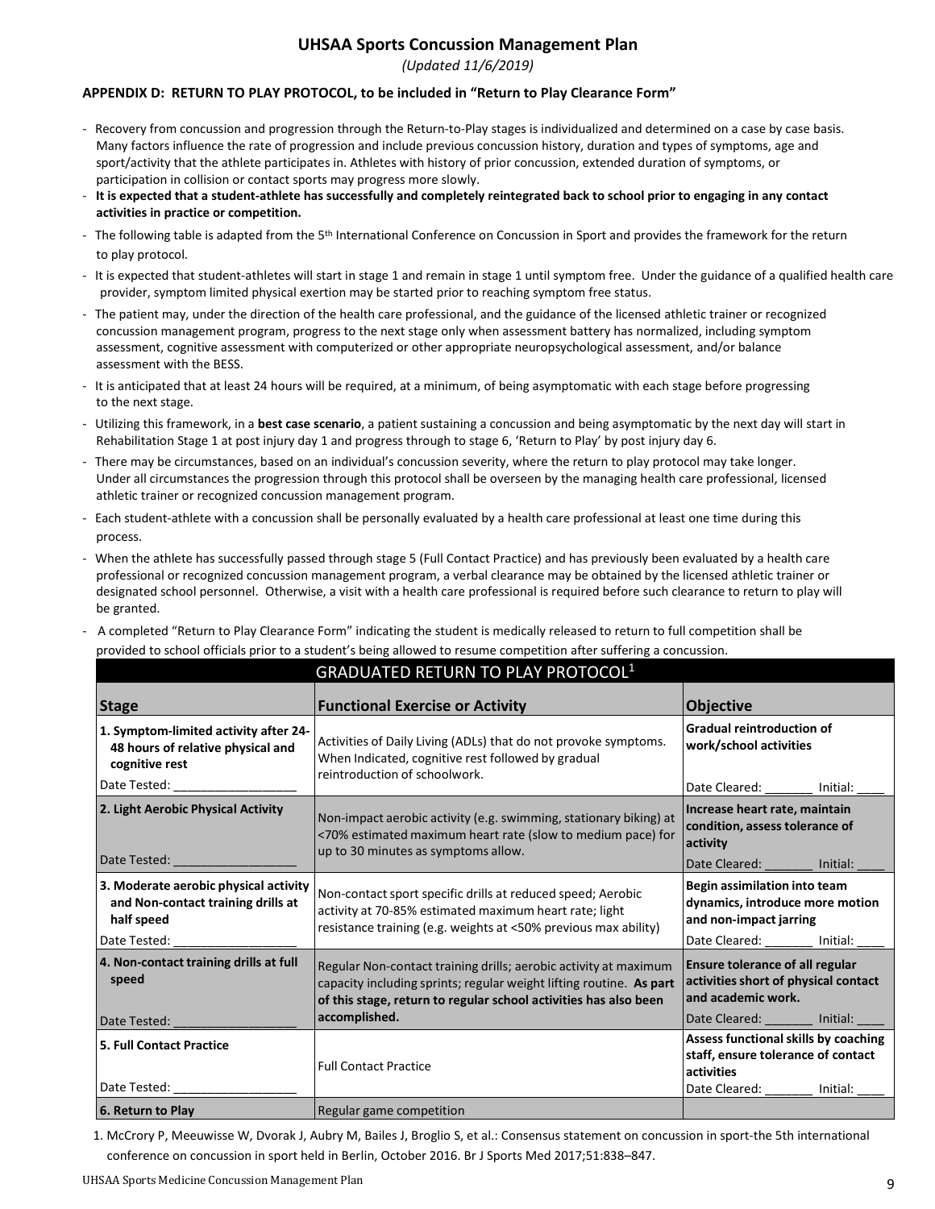## UHSAA Sports Concussion Management Plan

*(Updated 11/6/2019)*

### APPENDIX D: RETURN TO PLAY PROTOCOL, to be included in "Return to Play Clearance Form"

- Recovery from concussion and progression through the Return-to-Play stages is individualized and determined on a case by case basis. Many factors influence the rate of progression and include previous concussion history, duration and types of symptoms, age and sport/activity that the athlete participates in. Athletes with history of prior concussion, extended duration of symptoms, or participation in collision or contact sports may progress more slowly.
- **It is expected that a student-athlete has successfully and completely reintegrated back to school prior to engaging in any contact activities in practice or competition.**
- The following table is adapted from the 5th International Conference on Concussion in Sport and provides the framework for the return to play protocol.
- It is expected that student-athletes will start in stage 1 and remain in stage 1 until symptom free. Under the guidance of a qualified health care provider, symptom limited physical exertion may be started prior to reaching symptom free status.
- The patient may, under the direction of the health care professional, and the guidance of the licensed athletic trainer or recognized concussion management program, progress to the next stage only when assessment battery has normalized, including symptom assessment, cognitive assessment with computerized or other appropriate neuropsychological assessment, and/or balance assessment with the BESS.
- It is anticipated that at least 24 hours will be required, at a minimum, of being asymptomatic with each stage before progressing to the next stage.
- Utilizing this framework, in a **best case scenario**, a patient sustaining a concussion and being asymptomatic by the next day will start in Rehabilitation Stage 1 at post injury day 1 and progress through to stage 6, 'Return to Play' by post injury day 6.
- There may be circumstances, based on an individual's concussion severity, where the return to play protocol may take longer. Under all circumstances the progression through this protocol shall be overseen by the managing health care professional, licensed athletic trainer or recognized concussion management program.
- Each student-athlete with a concussion shall be personally evaluated by a health care professional at least one time during this process.
- When the athlete has successfully passed through stage 5 (Full Contact Practice) and has previously been evaluated by a health care professional or recognized concussion management program, a verbal clearance may be obtained by the licensed athletic trainer or designated school personnel. Otherwise, a visit with a health care professional is required before such clearance to return to play will be granted.
- A completed "Return to Play Clearance Form" indicating the student is medically released to return to full competition shall be provided to school officials prior to a student's being allowed to resume competition after suffering a concussion.

GRADUATED RETURN TO PLAY PROTOCOL[1]

| Stage | Functional Exercise or Activity | Objective |
|---|---|---|
| **1. Symptom-limited activity after 24-48 hours of relative physical and cognitive rest**<br>Date Tested: __________ | Activities of Daily Living (ADLs) that do not provoke symptoms. When Indicated, cognitive rest followed by gradual reintroduction of schoolwork. | **Gradual reintroduction of work/school activities**<br>Date Cleared: _______ Initial: ____ |
| **2. Light Aerobic Physical Activity**<br>Date Tested: __________ | Non-impact aerobic activity (e.g. swimming, stationary biking) at <70% estimated maximum heart rate (slow to medium pace) for up to 30 minutes as symptoms allow. | **Increase heart rate, maintain condition, assess tolerance of activity**<br>Date Cleared: _______ Initial: ____ |
| **3. Moderate aerobic physical activity and Non-contact training drills at half speed**<br>Date Tested: __________ | Non-contact sport specific drills at reduced speed; Aerobic activity at 70-85% estimated maximum heart rate; light resistance training (e.g. weights at <50% previous max ability) | **Begin assimilation into team dynamics, introduce more motion and non-impact jarring**<br>Date Cleared: _______ Initial: ____ |
| **4. Non-contact training drills at full speed**<br>Date Tested: __________ | Regular Non-contact training drills; aerobic activity at maximum capacity including sprints; regular weight lifting routine. **As part of this stage, return to regular school activities has also been accomplished.** | **Ensure tolerance of all regular activities short of physical contact and academic work.**<br>Date Cleared: _______ Initial: ____ |
| **5. Full Contact Practice**<br>Date Tested: __________ | Full Contact Practice | **Assess functional skills by coaching staff, ensure tolerance of contact activities**<br>Date Cleared: _______ Initial: ____ |
| **6. Return to Play** | Regular game competition | |

1. McCrory P, Meeuwisse W, Dvorak J, Aubry M, Bailes J, Broglio S, et al.: Consensus statement on concussion in sport-the 5th international conference on concussion in sport held in Berlin, October 2016. Br J Sports Med 2017;51:838–847.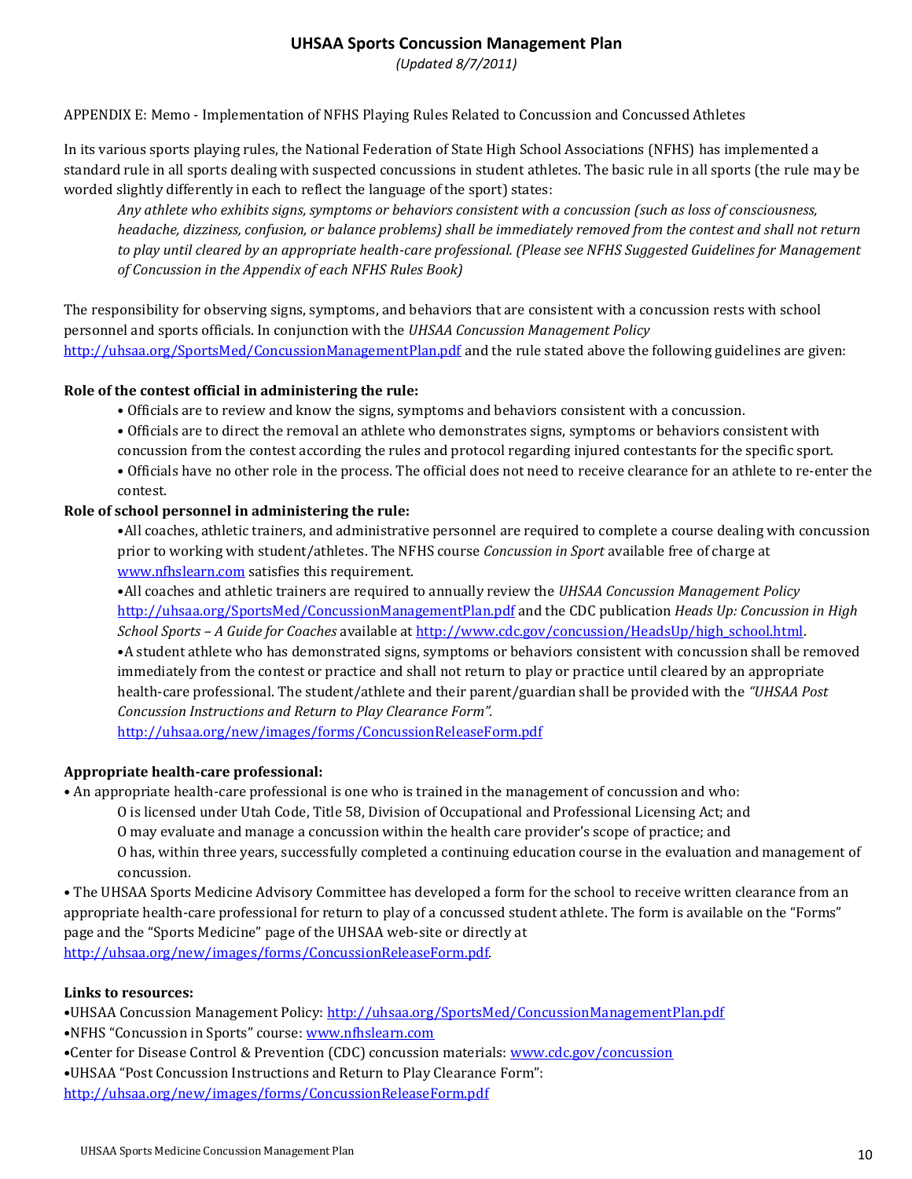# UHSAA Sports Concussion Management Plan

*(Updated 8/7/2011)*

APPENDIX E: Memo - Implementation of NFHS Playing Rules Related to Concussion and Concussed Athletes

In its various sports playing rules, the National Federation of State High School Associations (NFHS) has implemented a standard rule in all sports dealing with suspected concussions in student athletes. The basic rule in all sports (the rule may be worded slightly differently in each to reflect the language of the sport) states:

> *Any athlete who exhibits signs, symptoms or behaviors consistent with a concussion (such as loss of consciousness, headache, dizziness, confusion, or balance problems) shall be immediately removed from the contest and shall not return to play until cleared by an appropriate health-care professional. (Please see NFHS Suggested Guidelines for Management of Concussion in the Appendix of each NFHS Rules Book)*

The responsibility for observing signs, symptoms, and behaviors that are consistent with a concussion rests with school personnel and sports officials. In conjunction with the *UHSAA Concussion Management Policy* http://uhsaa.org/SportsMed/ConcussionManagementPlan.pdf and the rule stated above the following guidelines are given:

**Role of the contest official in administering the rule:**

- Officials are to review and know the signs, symptoms and behaviors consistent with a concussion.
- Officials are to direct the removal an athlete who demonstrates signs, symptoms or behaviors consistent with concussion from the contest according the rules and protocol regarding injured contestants for the specific sport.
- Officials have no other role in the process. The official does not need to receive clearance for an athlete to re-enter the contest.

**Role of school personnel in administering the rule:**

- All coaches, athletic trainers, and administrative personnel are required to complete a course dealing with concussion prior to working with student/athletes. The NFHS course *Concussion in Sport* available free of charge at www.nfhslearn.com satisfies this requirement.
- All coaches and athletic trainers are required to annually review the *UHSAA Concussion Management Policy* http://uhsaa.org/SportsMed/ConcussionManagementPlan.pdf and the CDC publication *Heads Up: Concussion in High School Sports – A Guide for Coaches* available at http://www.cdc.gov/concussion/HeadsUp/high_school.html.
- A student athlete who has demonstrated signs, symptoms or behaviors consistent with concussion shall be removed immediately from the contest or practice and shall not return to play or practice until cleared by an appropriate health-care professional. The student/athlete and their parent/guardian shall be provided with the *"UHSAA Post Concussion Instructions and Return to Play Clearance Form".* http://uhsaa.org/new/images/forms/ConcussionReleaseForm.pdf

**Appropriate health-care professional:**

- An appropriate health-care professional is one who is trained in the management of concussion and who:
  - is licensed under Utah Code, Title 58, Division of Occupational and Professional Licensing Act; and
  - may evaluate and manage a concussion within the health care provider's scope of practice; and
  - has, within three years, successfully completed a continuing education course in the evaluation and management of concussion.
- The UHSAA Sports Medicine Advisory Committee has developed a form for the school to receive written clearance from an appropriate health-care professional for return to play of a concussed student athlete. The form is available on the "Forms" page and the "Sports Medicine" page of the UHSAA web-site or directly at http://uhsaa.org/new/images/forms/ConcussionReleaseForm.pdf.

**Links to resources:**

- UHSAA Concussion Management Policy: http://uhsaa.org/SportsMed/ConcussionManagementPlan.pdf
- NFHS "Concussion in Sports" course: www.nfhslearn.com
- Center for Disease Control & Prevention (CDC) concussion materials: www.cdc.gov/concussion
- UHSAA "Post Concussion Instructions and Return to Play Clearance Form": http://uhsaa.org/new/images/forms/ConcussionReleaseForm.pdf